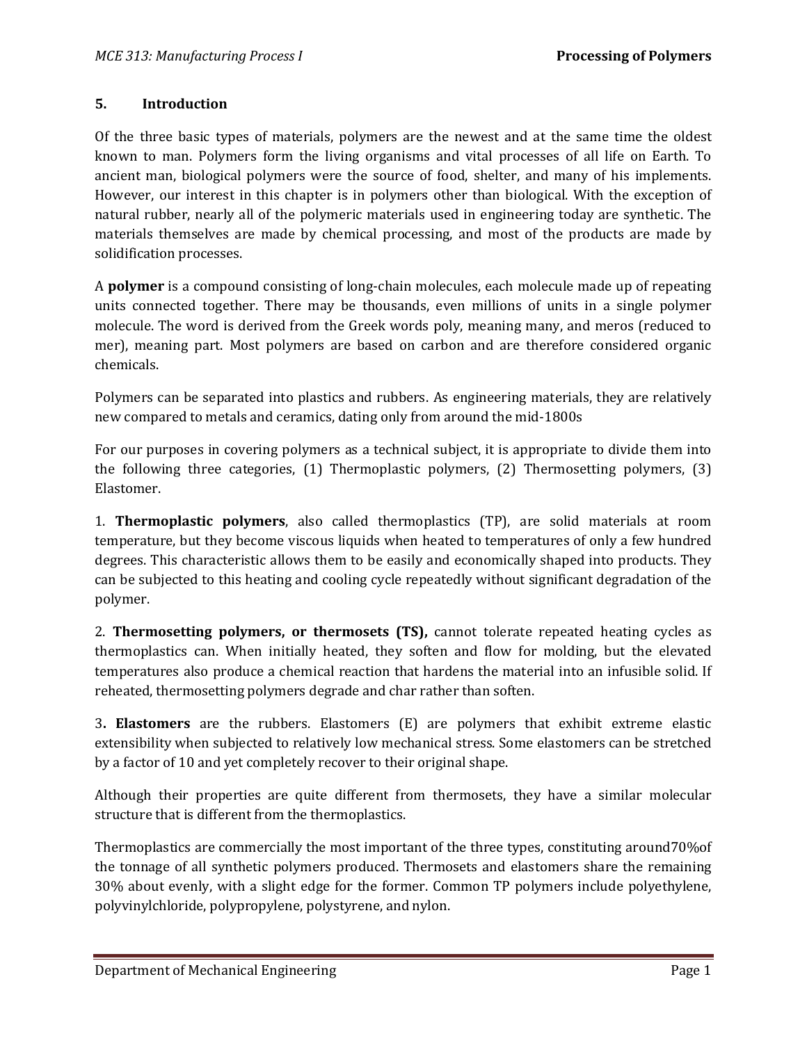## 5. Introduction

Of the three basic types of materials, polymers are the newest and at the same time the oldest known to man. Polymers form the living organisms and vital processes of all life on Earth. To ancient man, biological polymers were the source of food, shelter, and many of his implements. However, our interest in this chapter is in polymers other than biological. With the exception of natural rubber, nearly all of the polymeric materials used in engineering today are synthetic. The materials themselves are made by chemical processing, and most of the products are made by solidification processes.

A **polymer** is a compound consisting of long-chain molecules, each molecule made up of repeating units connected together. There may be thousands, even millions of units in a single polymer molecule. The word is derived from the Greek words poly, meaning many, and meros (reduced to mer), meaning part. Most polymers are based on carbon and are therefore considered organic chemicals.

Polymers can be separated into plastics and rubbers. As engineering materials, they are relatively new compared to metals and ceramics, dating only from around the mid-1800s

For our purposes in covering polymers as a technical subject, it is appropriate to divide them into the following three categories, (1) Thermoplastic polymers, (2) Thermosetting polymers, (3) Elastomer.

1. **Thermoplastic polymers**, also called thermoplastics (TP), are solid materials at room temperature, but they become viscous liquids when heated to temperatures of only a few hundred degrees. This characteristic allows them to be easily and economically shaped into products. They can be subjected to this heating and cooling cycle repeatedly without significant degradation of the polymer.

2. **Thermosetting polymers, or thermosets (TS),** cannot tolerate repeated heating cycles as thermoplastics can. When initially heated, they soften and flow for molding, but the elevated temperatures also produce a chemical reaction that hardens the material into an infusible solid. If reheated, thermosetting polymers degrade and char rather than soften.

3**. Elastomers** are the rubbers. Elastomers (E) are polymers that exhibit extreme elastic extensibility when subjected to relatively low mechanical stress. Some elastomers can be stretched by a factor of 10 and yet completely recover to their original shape.

Although their properties are quite different from thermosets, they have a similar molecular structure that is different from the thermoplastics.

Thermoplastics are commercially the most important of the three types, constituting around70%of the tonnage of all synthetic polymers produced. Thermosets and elastomers share the remaining 30% about evenly, with a slight edge for the former. Common TP polymers include polyethylene, polyvinylchloride, polypropylene, polystyrene, and nylon.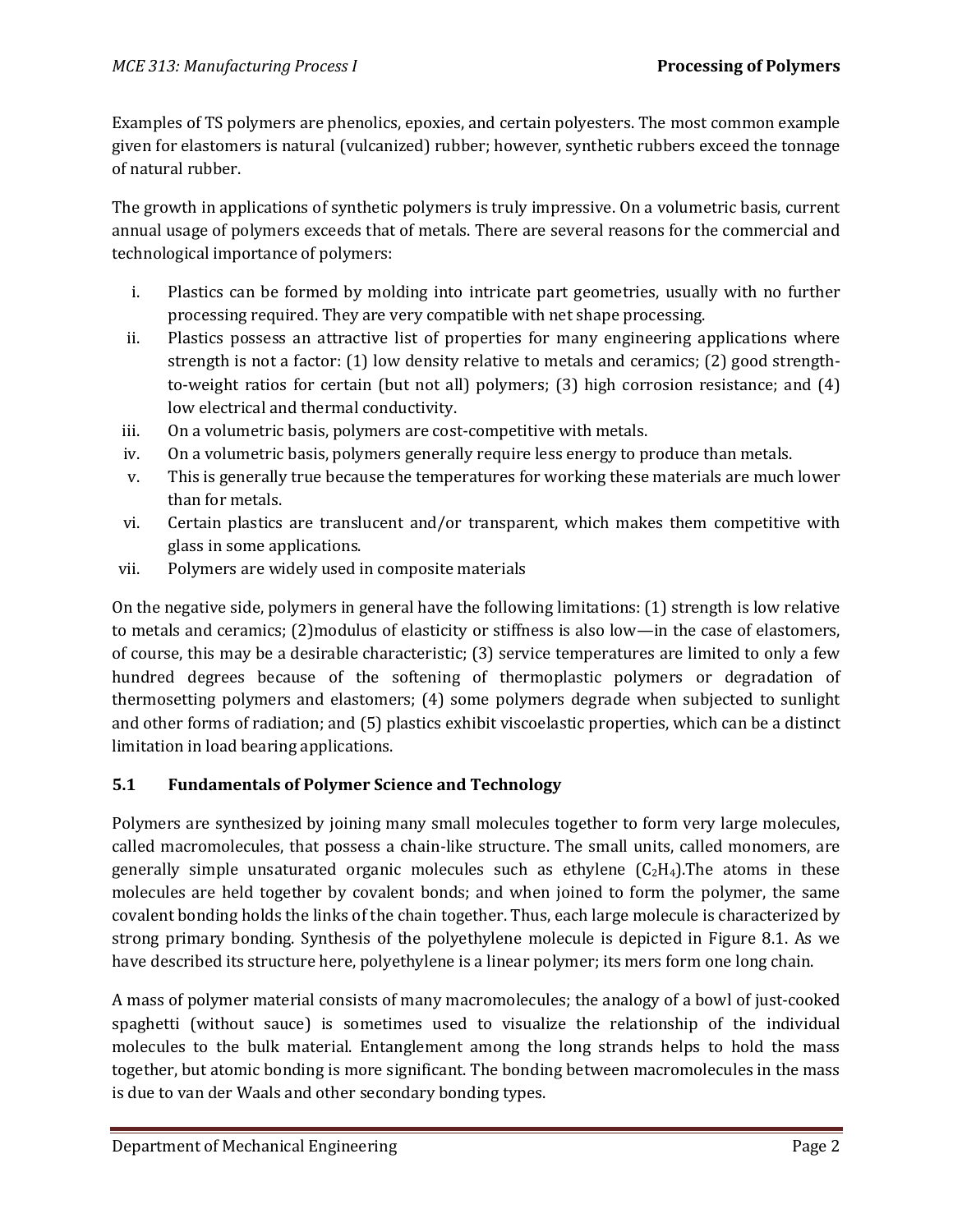Examples of TS polymers are phenolics, epoxies, and certain polyesters. The most common example given for elastomers is natural (vulcanized) rubber; however, synthetic rubbers exceed the tonnage of natural rubber.

The growth in applications of synthetic polymers is truly impressive. On a volumetric basis, current annual usage of polymers exceeds that of metals. There are several reasons for the commercial and technological importance of polymers:

i. Plastics can be formed by molding into intricate part geometries, usually with no further processing required. They are very compatible with net shape processing.
ii. Plastics possess an attractive list of properties for many engineering applications where strength is not a factor: (1) low density relative to metals and ceramics; (2) good strength-to-weight ratios for certain (but not all) polymers; (3) high corrosion resistance; and (4) low electrical and thermal conductivity.
iii. On a volumetric basis, polymers are cost-competitive with metals.
iv. On a volumetric basis, polymers generally require less energy to produce than metals.
v. This is generally true because the temperatures for working these materials are much lower than for metals.
vi. Certain plastics are translucent and/or transparent, which makes them competitive with glass in some applications.
vii. Polymers are widely used in composite materials

On the negative side, polymers in general have the following limitations: (1) strength is low relative to metals and ceramics; (2)modulus of elasticity or stiffness is also low—in the case of elastomers, of course, this may be a desirable characteristic; (3) service temperatures are limited to only a few hundred degrees because of the softening of thermoplastic polymers or degradation of thermosetting polymers and elastomers; (4) some polymers degrade when subjected to sunlight and other forms of radiation; and (5) plastics exhibit viscoelastic properties, which can be a distinct limitation in load bearing applications.

## 5.1 Fundamentals of Polymer Science and Technology

Polymers are synthesized by joining many small molecules together to form very large molecules, called macromolecules, that possess a chain-like structure. The small units, called monomers, are generally simple unsaturated organic molecules such as ethylene ($C_2H_4$).The atoms in these molecules are held together by covalent bonds; and when joined to form the polymer, the same covalent bonding holds the links of the chain together. Thus, each large molecule is characterized by strong primary bonding. Synthesis of the polyethylene molecule is depicted in Figure 8.1. As we have described its structure here, polyethylene is a linear polymer; its mers form one long chain.

A mass of polymer material consists of many macromolecules; the analogy of a bowl of just-cooked spaghetti (without sauce) is sometimes used to visualize the relationship of the individual molecules to the bulk material. Entanglement among the long strands helps to hold the mass together, but atomic bonding is more significant. The bonding between macromolecules in the mass is due to van der Waals and other secondary bonding types.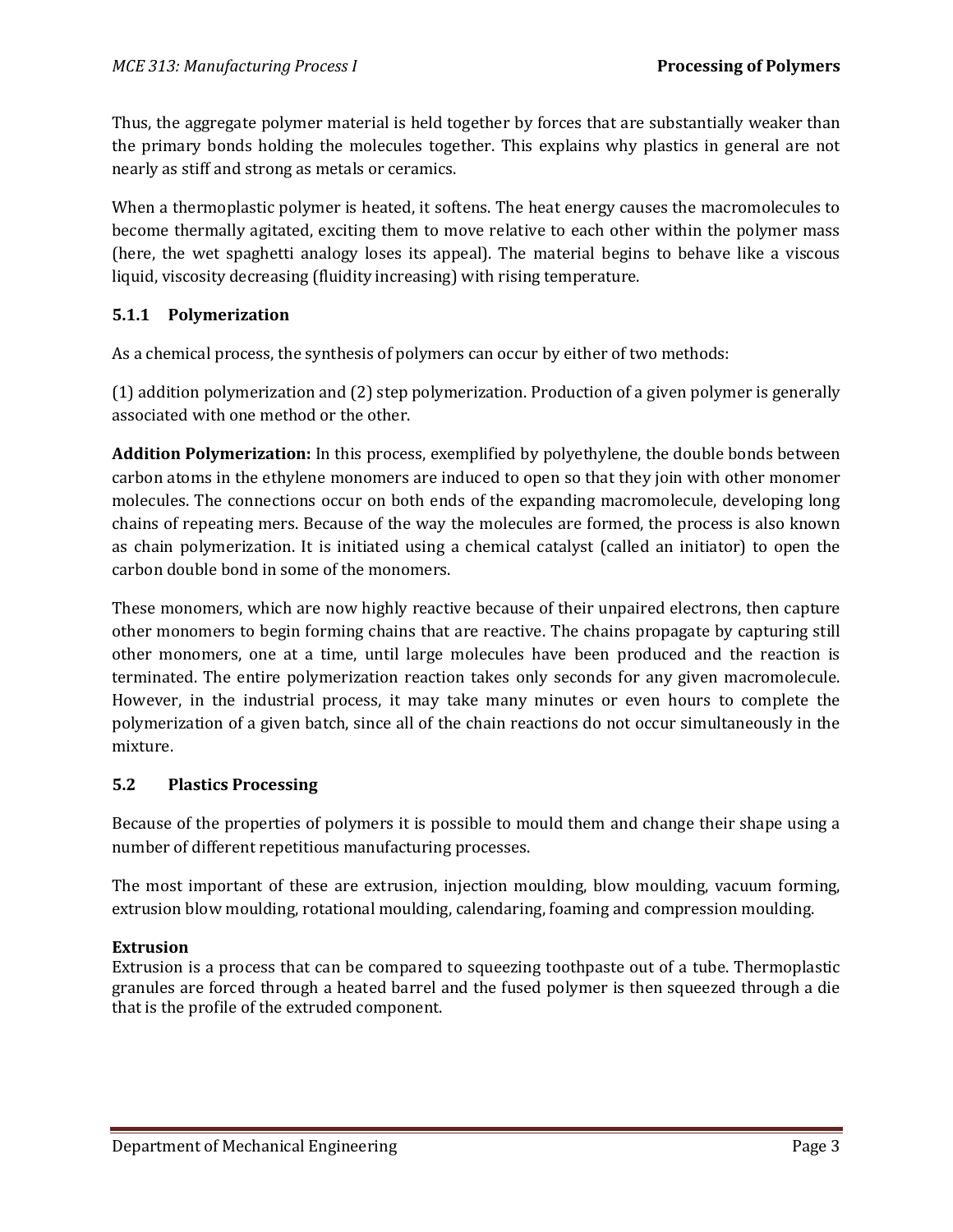Thus, the aggregate polymer material is held together by forces that are substantially weaker than the primary bonds holding the molecules together. This explains why plastics in general are not nearly as stiff and strong as metals or ceramics.

When a thermoplastic polymer is heated, it softens. The heat energy causes the macromolecules to become thermally agitated, exciting them to move relative to each other within the polymer mass (here, the wet spaghetti analogy loses its appeal). The material begins to behave like a viscous liquid, viscosity decreasing (fluidity increasing) with rising temperature.

### 5.1.1 Polymerization

As a chemical process, the synthesis of polymers can occur by either of two methods:

(1) addition polymerization and (2) step polymerization. Production of a given polymer is generally associated with one method or the other.

**Addition Polymerization:** In this process, exemplified by polyethylene, the double bonds between carbon atoms in the ethylene monomers are induced to open so that they join with other monomer molecules. The connections occur on both ends of the expanding macromolecule, developing long chains of repeating mers. Because of the way the molecules are formed, the process is also known as chain polymerization. It is initiated using a chemical catalyst (called an initiator) to open the carbon double bond in some of the monomers.

These monomers, which are now highly reactive because of their unpaired electrons, then capture other monomers to begin forming chains that are reactive. The chains propagate by capturing still other monomers, one at a time, until large molecules have been produced and the reaction is terminated. The entire polymerization reaction takes only seconds for any given macromolecule. However, in the industrial process, it may take many minutes or even hours to complete the polymerization of a given batch, since all of the chain reactions do not occur simultaneously in the mixture.

## 5.2 Plastics Processing

Because of the properties of polymers it is possible to mould them and change their shape using a number of different repetitious manufacturing processes.

The most important of these are extrusion, injection moulding, blow moulding, vacuum forming, extrusion blow moulding, rotational moulding, calendaring, foaming and compression moulding.

**Extrusion**

Extrusion is a process that can be compared to squeezing toothpaste out of a tube. Thermoplastic granules are forced through a heated barrel and the fused polymer is then squeezed through a die that is the profile of the extruded component.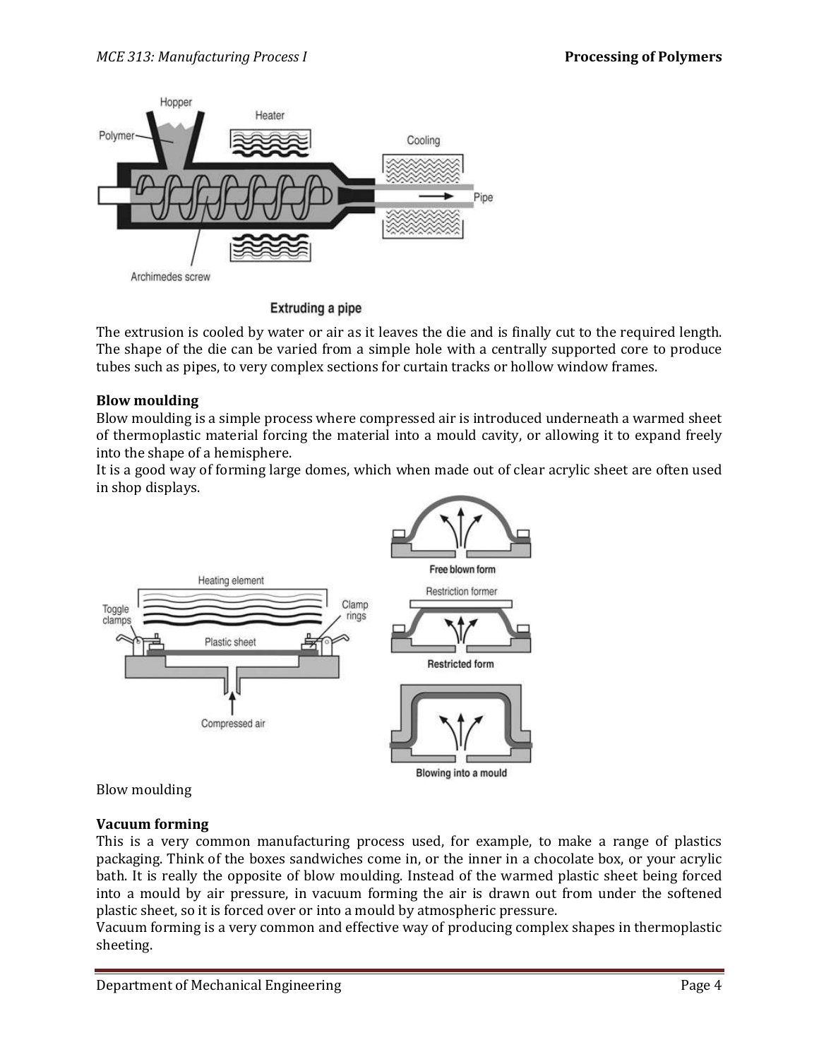Extruding a pipe

The extrusion is cooled by water or air as it leaves the die and is finally cut to the required length. The shape of the die can be varied from a simple hole with a centrally supported core to produce tubes such as pipes, to very complex sections for curtain tracks or hollow window frames.

**Blow moulding**

Blow moulding is a simple process where compressed air is introduced underneath a warmed sheet of thermoplastic material forcing the material into a mould cavity, or allowing it to expand freely into the shape of a hemisphere.

It is a good way of forming large domes, which when made out of clear acrylic sheet are often used in shop displays.

Blow moulding

**Vacuum forming**

This is a very common manufacturing process used, for example, to make a range of plastics packaging. Think of the boxes sandwiches come in, or the inner in a chocolate box, or your acrylic bath. It is really the opposite of blow moulding. Instead of the warmed plastic sheet being forced into a mould by air pressure, in vacuum forming the air is drawn out from under the softened plastic sheet, so it is forced over or into a mould by atmospheric pressure.

Vacuum forming is a very common and effective way of producing complex shapes in thermoplastic sheeting.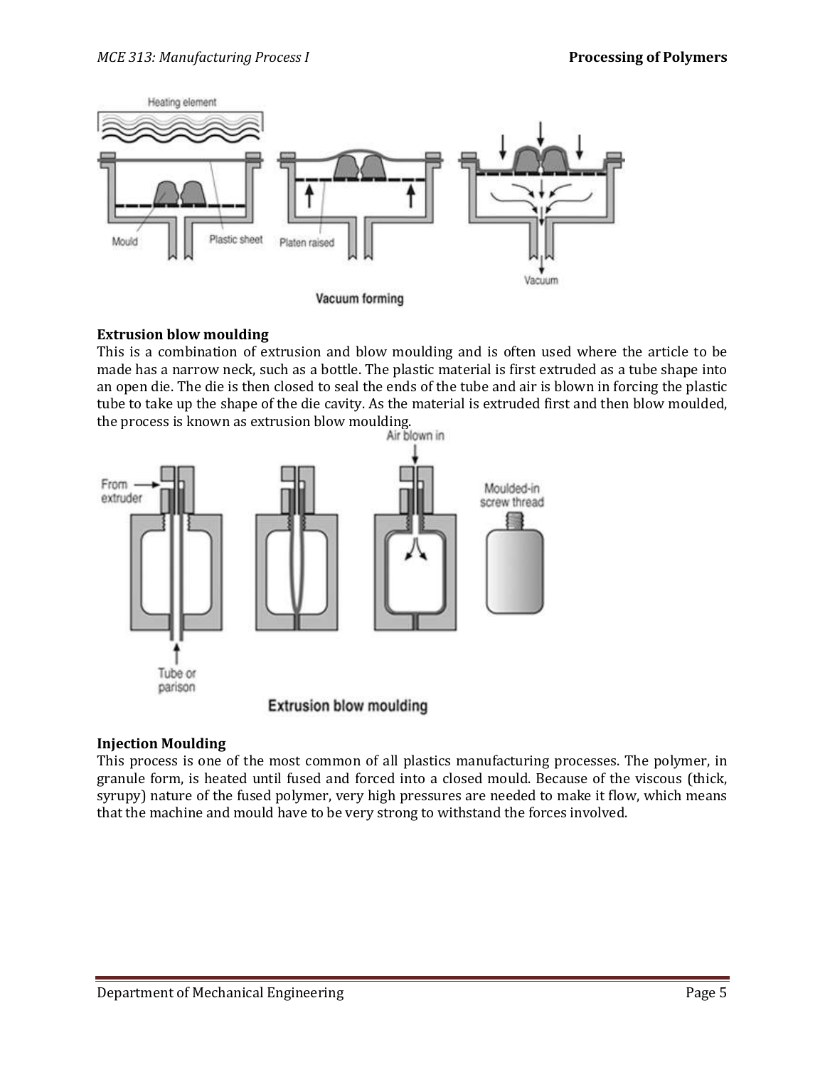Vacuum forming

**Extrusion blow moulding**

This is a combination of extrusion and blow moulding and is often used where the article to be made has a narrow neck, such as a bottle. The plastic material is first extruded as a tube shape into an open die. The die is then closed to seal the ends of the tube and air is blown in forcing the plastic tube to take up the shape of the die cavity. As the material is extruded first and then blow moulded, the process is known as extrusion blow moulding.

Extrusion blow moulding

**Injection Moulding**

This process is one of the most common of all plastics manufacturing processes. The polymer, in granule form, is heated until fused and forced into a closed mould. Because of the viscous (thick, syrupy) nature of the fused polymer, very high pressures are needed to make it flow, which means that the machine and mould have to be very strong to withstand the forces involved.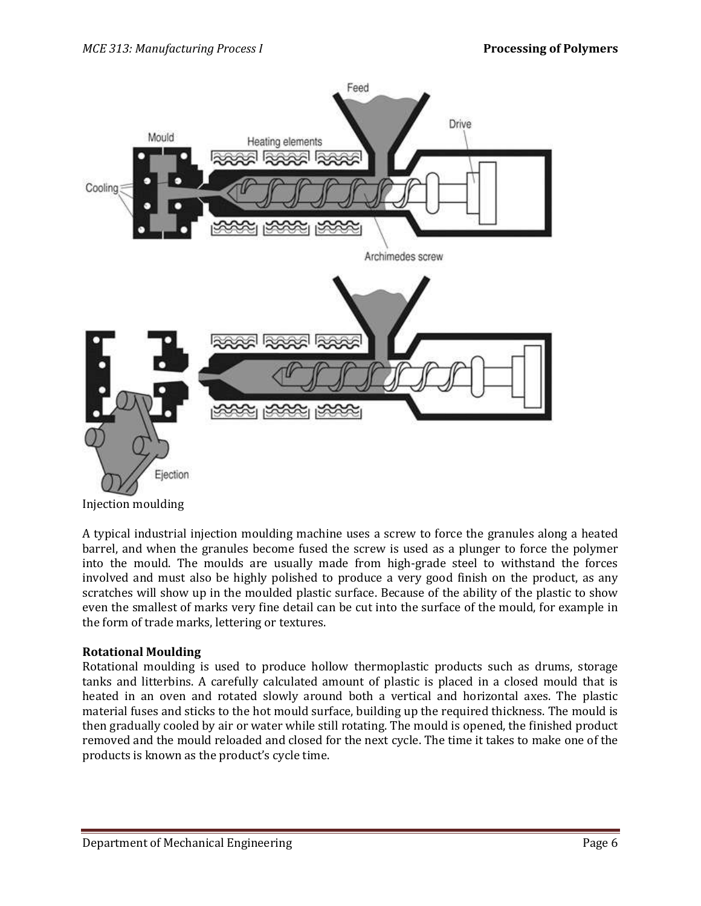Injection moulding

A typical industrial injection moulding machine uses a screw to force the granules along a heated barrel, and when the granules become fused the screw is used as a plunger to force the polymer into the mould. The moulds are usually made from high-grade steel to withstand the forces involved and must also be highly polished to produce a very good finish on the product, as any scratches will show up in the moulded plastic surface. Because of the ability of the plastic to show even the smallest of marks very fine detail can be cut into the surface of the mould, for example in the form of trade marks, lettering or textures.

**Rotational Moulding**

Rotational moulding is used to produce hollow thermoplastic products such as drums, storage tanks and litterbins. A carefully calculated amount of plastic is placed in a closed mould that is heated in an oven and rotated slowly around both a vertical and horizontal axes. The plastic material fuses and sticks to the hot mould surface, building up the required thickness. The mould is then gradually cooled by air or water while still rotating. The mould is opened, the finished product removed and the mould reloaded and closed for the next cycle. The time it takes to make one of the products is known as the product's cycle time.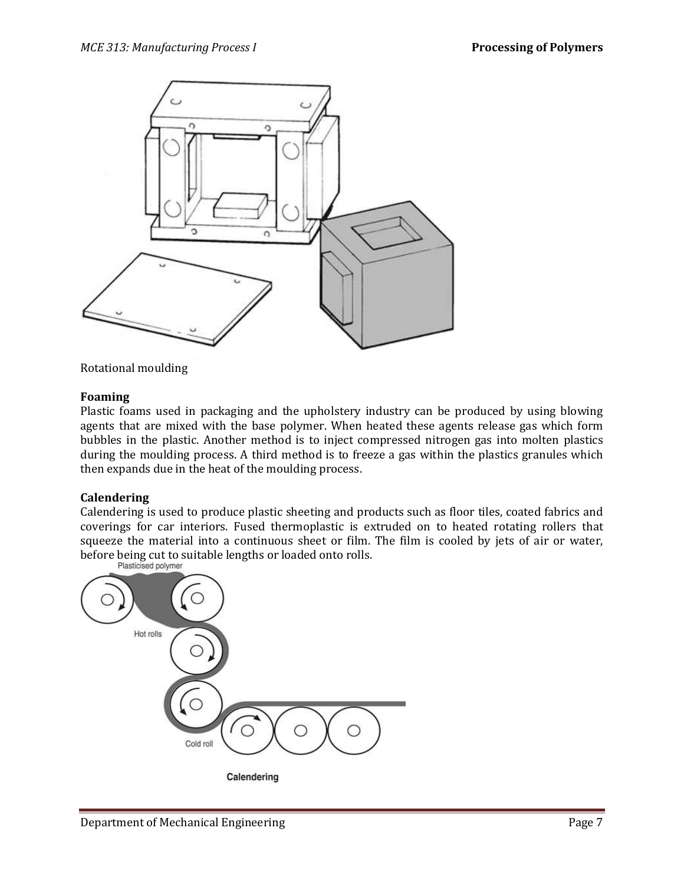Rotational moulding

**Foaming**

Plastic foams used in packaging and the upholstery industry can be produced by using blowing agents that are mixed with the base polymer. When heated these agents release gas which form bubbles in the plastic. Another method is to inject compressed nitrogen gas into molten plastics during the moulding process. A third method is to freeze a gas within the plastics granules which then expands due in the heat of the moulding process.

**Calendering**

Calendering is used to produce plastic sheeting and products such as floor tiles, coated fabrics and coverings for car interiors. Fused thermoplastic is extruded on to heated rotating rollers that squeeze the material into a continuous sheet or film. The film is cooled by jets of air or water, before being cut to suitable lengths or loaded onto rolls.

Calendering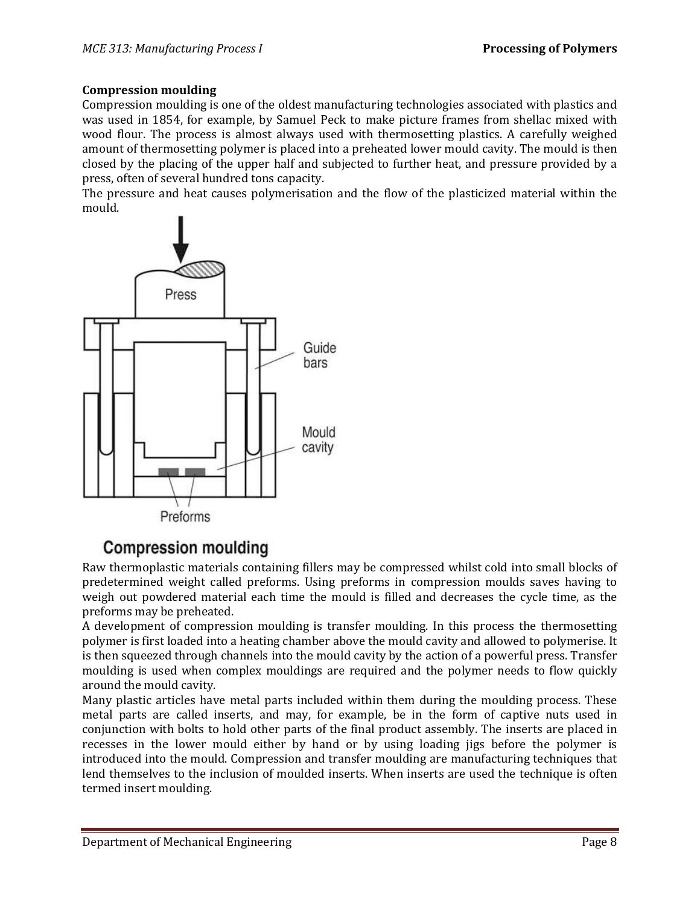**Compression moulding**

Compression moulding is one of the oldest manufacturing technologies associated with plastics and was used in 1854, for example, by Samuel Peck to make picture frames from shellac mixed with wood flour. The process is almost always used with thermosetting plastics. A carefully weighed amount of thermosetting polymer is placed into a preheated lower mould cavity. The mould is then closed by the placing of the upper half and subjected to further heat, and pressure provided by a press, often of several hundred tons capacity.

The pressure and heat causes polymerisation and the flow of the plasticized material within the mould.

**Compression moulding**

Raw thermoplastic materials containing fillers may be compressed whilst cold into small blocks of predetermined weight called preforms. Using preforms in compression moulds saves having to weigh out powdered material each time the mould is filled and decreases the cycle time, as the preforms may be preheated.

A development of compression moulding is transfer moulding. In this process the thermosetting polymer is first loaded into a heating chamber above the mould cavity and allowed to polymerise. It is then squeezed through channels into the mould cavity by the action of a powerful press. Transfer moulding is used when complex mouldings are required and the polymer needs to flow quickly around the mould cavity.

Many plastic articles have metal parts included within them during the moulding process. These metal parts are called inserts, and may, for example, be in the form of captive nuts used in conjunction with bolts to hold other parts of the final product assembly. The inserts are placed in recesses in the lower mould either by hand or by using loading jigs before the polymer is introduced into the mould. Compression and transfer moulding are manufacturing techniques that lend themselves to the inclusion of moulded inserts. When inserts are used the technique is often termed insert moulding.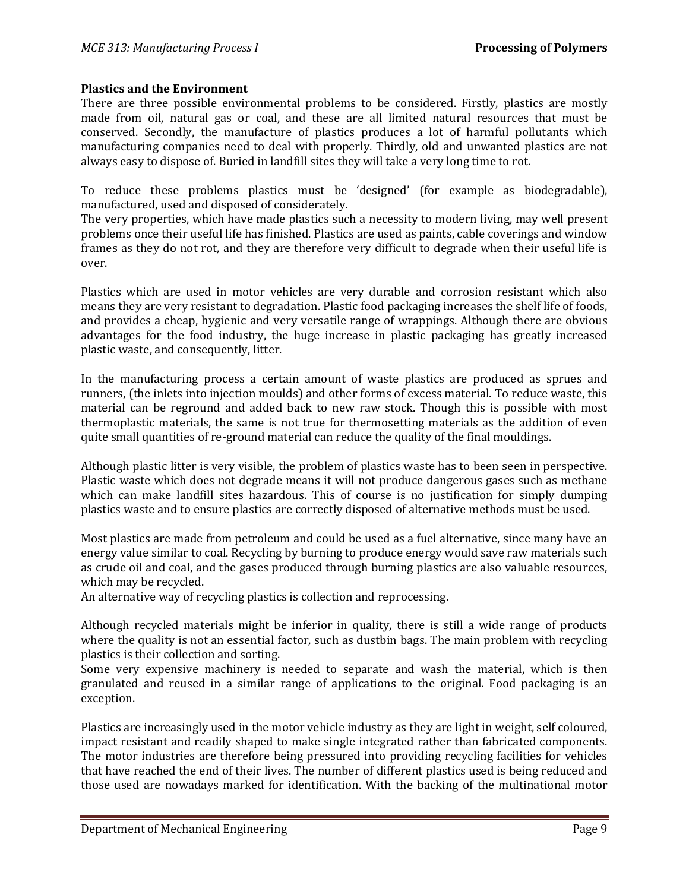**Plastics and the Environment**

There are three possible environmental problems to be considered. Firstly, plastics are mostly made from oil, natural gas or coal, and these are all limited natural resources that must be conserved. Secondly, the manufacture of plastics produces a lot of harmful pollutants which manufacturing companies need to deal with properly. Thirdly, old and unwanted plastics are not always easy to dispose of. Buried in landfill sites they will take a very long time to rot.

To reduce these problems plastics must be 'designed' (for example as biodegradable), manufactured, used and disposed of considerately.

The very properties, which have made plastics such a necessity to modern living, may well present problems once their useful life has finished. Plastics are used as paints, cable coverings and window frames as they do not rot, and they are therefore very difficult to degrade when their useful life is over.

Plastics which are used in motor vehicles are very durable and corrosion resistant which also means they are very resistant to degradation. Plastic food packaging increases the shelf life of foods, and provides a cheap, hygienic and very versatile range of wrappings. Although there are obvious advantages for the food industry, the huge increase in plastic packaging has greatly increased plastic waste, and consequently, litter.

In the manufacturing process a certain amount of waste plastics are produced as sprues and runners, (the inlets into injection moulds) and other forms of excess material. To reduce waste, this material can be reground and added back to new raw stock. Though this is possible with most thermoplastic materials, the same is not true for thermosetting materials as the addition of even quite small quantities of re-ground material can reduce the quality of the final mouldings.

Although plastic litter is very visible, the problem of plastics waste has to been seen in perspective. Plastic waste which does not degrade means it will not produce dangerous gases such as methane which can make landfill sites hazardous. This of course is no justification for simply dumping plastics waste and to ensure plastics are correctly disposed of alternative methods must be used.

Most plastics are made from petroleum and could be used as a fuel alternative, since many have an energy value similar to coal. Recycling by burning to produce energy would save raw materials such as crude oil and coal, and the gases produced through burning plastics are also valuable resources, which may be recycled.

An alternative way of recycling plastics is collection and reprocessing.

Although recycled materials might be inferior in quality, there is still a wide range of products where the quality is not an essential factor, such as dustbin bags. The main problem with recycling plastics is their collection and sorting.

Some very expensive machinery is needed to separate and wash the material, which is then granulated and reused in a similar range of applications to the original. Food packaging is an exception.

Plastics are increasingly used in the motor vehicle industry as they are light in weight, self coloured, impact resistant and readily shaped to make single integrated rather than fabricated components. The motor industries are therefore being pressured into providing recycling facilities for vehicles that have reached the end of their lives. The number of different plastics used is being reduced and those used are nowadays marked for identification. With the backing of the multinational motor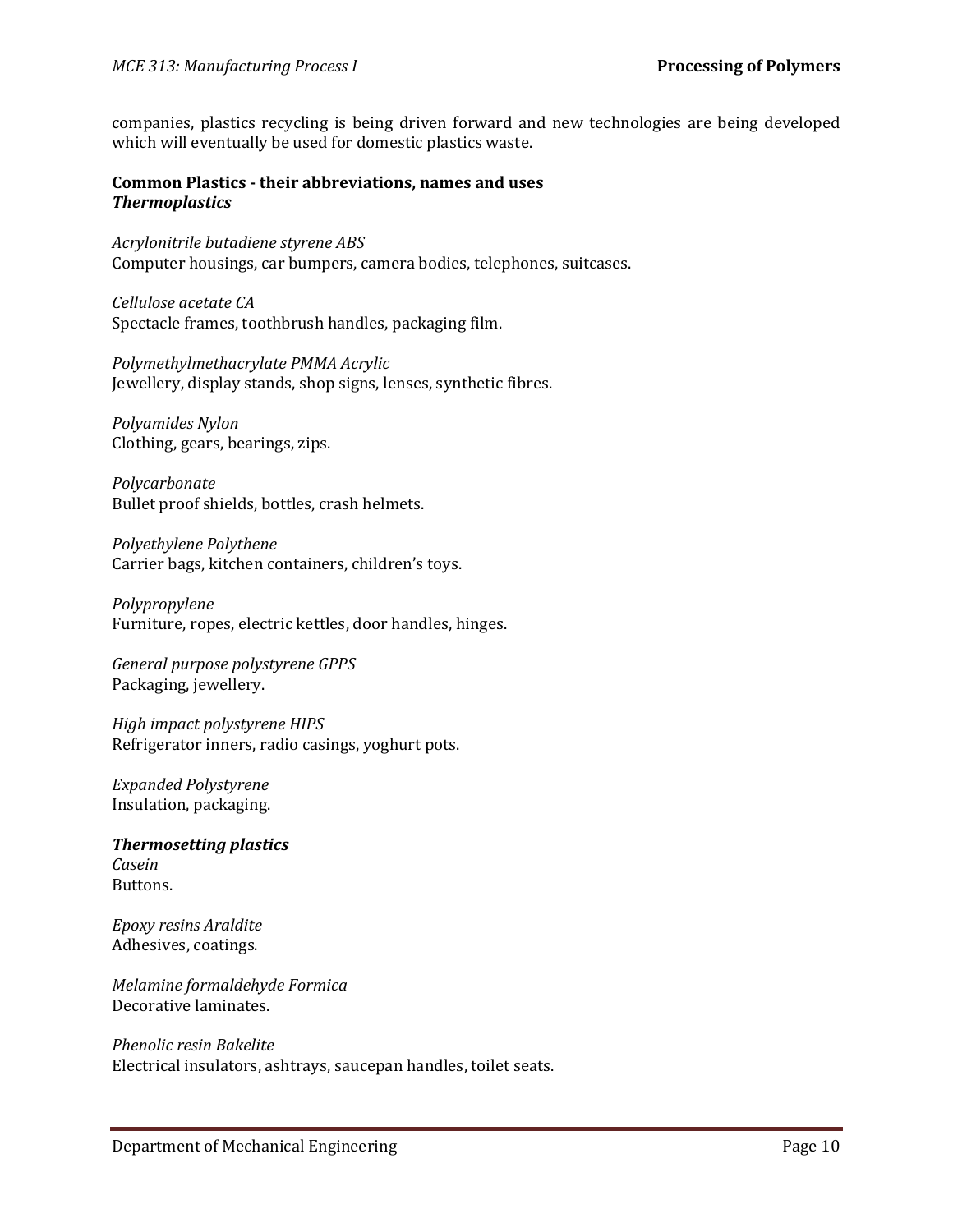companies, plastics recycling is being driven forward and new technologies are being developed which will eventually be used for domestic plastics waste.

**Common Plastics - their abbreviations, names and uses**
***Thermoplastics***

*Acrylonitrile butadiene styrene ABS*
Computer housings, car bumpers, camera bodies, telephones, suitcases.

*Cellulose acetate CA*
Spectacle frames, toothbrush handles, packaging film.

*Polymethylmethacrylate PMMA Acrylic*
Jewellery, display stands, shop signs, lenses, synthetic fibres.

*Polyamides Nylon*
Clothing, gears, bearings, zips.

*Polycarbonate*
Bullet proof shields, bottles, crash helmets.

*Polyethylene Polythene*
Carrier bags, kitchen containers, children's toys.

*Polypropylene*
Furniture, ropes, electric kettles, door handles, hinges.

*General purpose polystyrene GPPS*
Packaging, jewellery.

*High impact polystyrene HIPS*
Refrigerator inners, radio casings, yoghurt pots.

*Expanded Polystyrene*
Insulation, packaging.

***Thermosetting plastics***
*Casein*
Buttons.

*Epoxy resins Araldite*
Adhesives, coatings.

*Melamine formaldehyde Formica*
Decorative laminates.

*Phenolic resin Bakelite*
Electrical insulators, ashtrays, saucepan handles, toilet seats.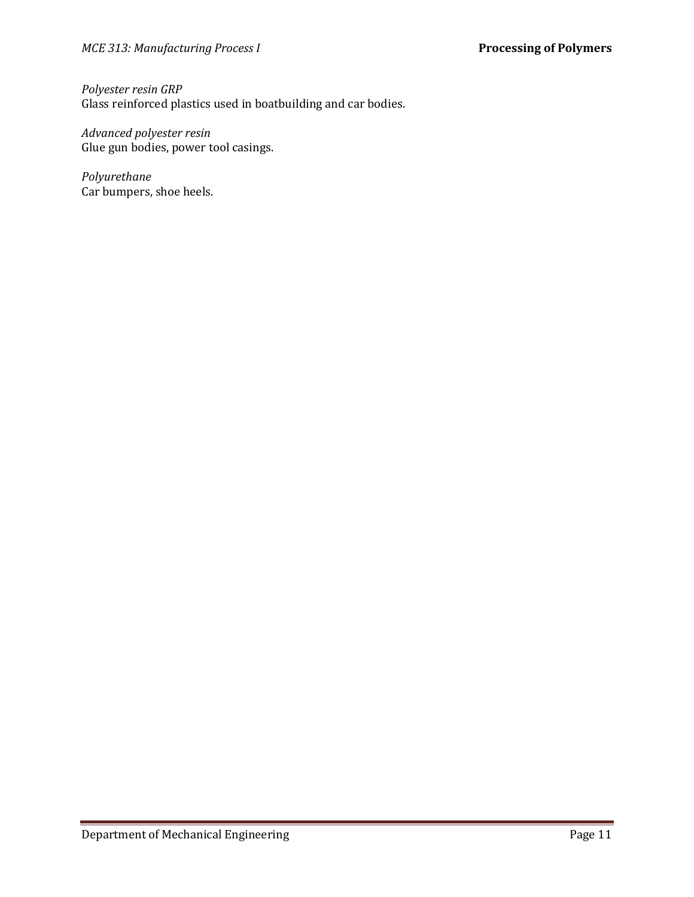*Polyester resin GRP*
Glass reinforced plastics used in boatbuilding and car bodies.

*Advanced polyester resin*
Glue gun bodies, power tool casings.

*Polyurethane*
Car bumpers, shoe heels.